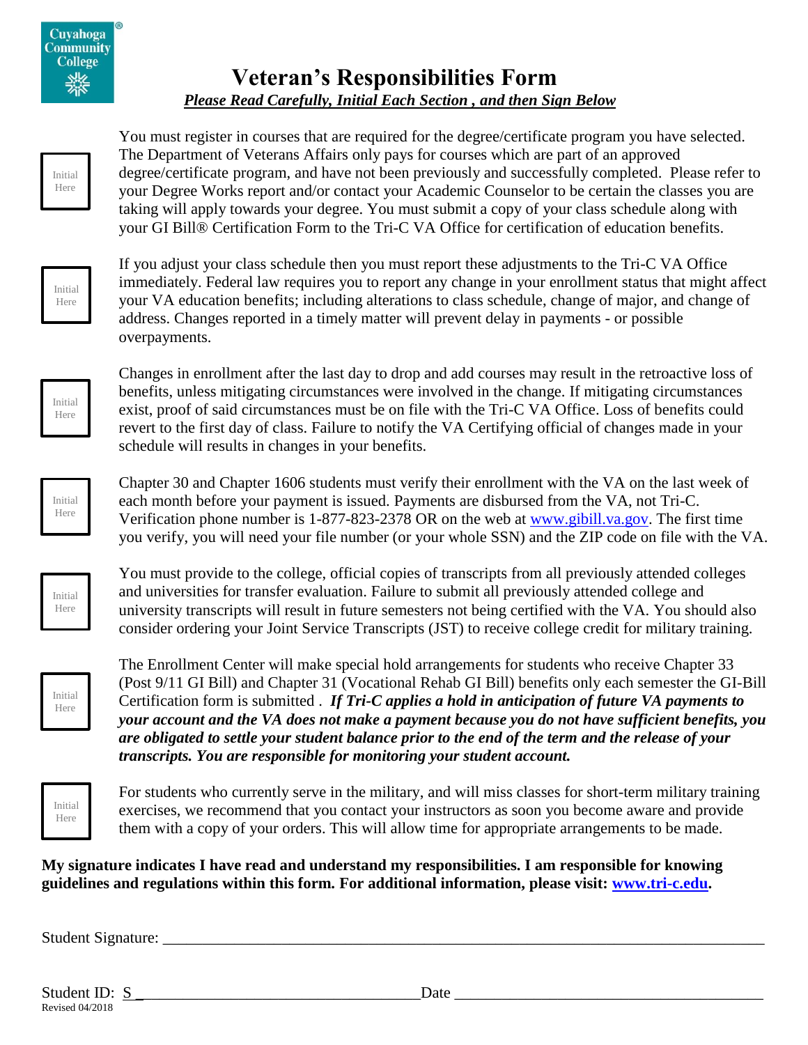Cuyahoga Community College®

# Veteran's Responsibilities Form

***Please Read Carefully, Initial Each Section , and then Sign Below***

Initial Here

You must register in courses that are required for the degree/certificate program you have selected. The Department of Veterans Affairs only pays for courses which are part of an approved degree/certificate program, and have not been previously and successfully completed. Please refer to your Degree Works report and/or contact your Academic Counselor to be certain the classes you are taking will apply towards your degree. You must submit a copy of your class schedule along with your GI Bill® Certification Form to the Tri-C VA Office for certification of education benefits.

Initial Here

If you adjust your class schedule then you must report these adjustments to the Tri-C VA Office immediately. Federal law requires you to report any change in your enrollment status that might affect your VA education benefits; including alterations to class schedule, change of major, and change of address. Changes reported in a timely matter will prevent delay in payments - or possible overpayments.

Initial Here

Changes in enrollment after the last day to drop and add courses may result in the retroactive loss of benefits, unless mitigating circumstances were involved in the change. If mitigating circumstances exist, proof of said circumstances must be on file with the Tri-C VA Office. Loss of benefits could revert to the first day of class. Failure to notify the VA Certifying official of changes made in your schedule will results in changes in your benefits.

Initial Here

Chapter 30 and Chapter 1606 students must verify their enrollment with the VA on the last week of each month before your payment is issued. Payments are disbursed from the VA, not Tri-C. Verification phone number is 1-877-823-2378 OR on the web at www.gibill.va.gov. The first time you verify, you will need your file number (or your whole SSN) and the ZIP code on file with the VA.

Initial Here

You must provide to the college, official copies of transcripts from all previously attended colleges and universities for transfer evaluation. Failure to submit all previously attended college and university transcripts will result in future semesters not being certified with the VA. You should also consider ordering your Joint Service Transcripts (JST) to receive college credit for military training.

Initial Here

The Enrollment Center will make special hold arrangements for students who receive Chapter 33 (Post 9/11 GI Bill) and Chapter 31 (Vocational Rehab GI Bill) benefits only each semester the GI-Bill Certification form is submitted . ***If Tri-C applies a hold in anticipation of future VA payments to your account and the VA does not make a payment because you do not have sufficient benefits, you are obligated to settle your student balance prior to the end of the term and the release of your transcripts. You are responsible for monitoring your student account.***

Initial Here

For students who currently serve in the military, and will miss classes for short-term military training exercises, we recommend that you contact your instructors as soon you become aware and provide them with a copy of your orders. This will allow time for appropriate arrangements to be made.

**My signature indicates I have read and understand my responsibilities. I am responsible for knowing guidelines and regulations within this form. For additional information, please visit: www.tri-c.edu.**

Student Signature: ______________________________________________________________

Student ID: S ______________________________ Date ______________________________

Revised 04/2018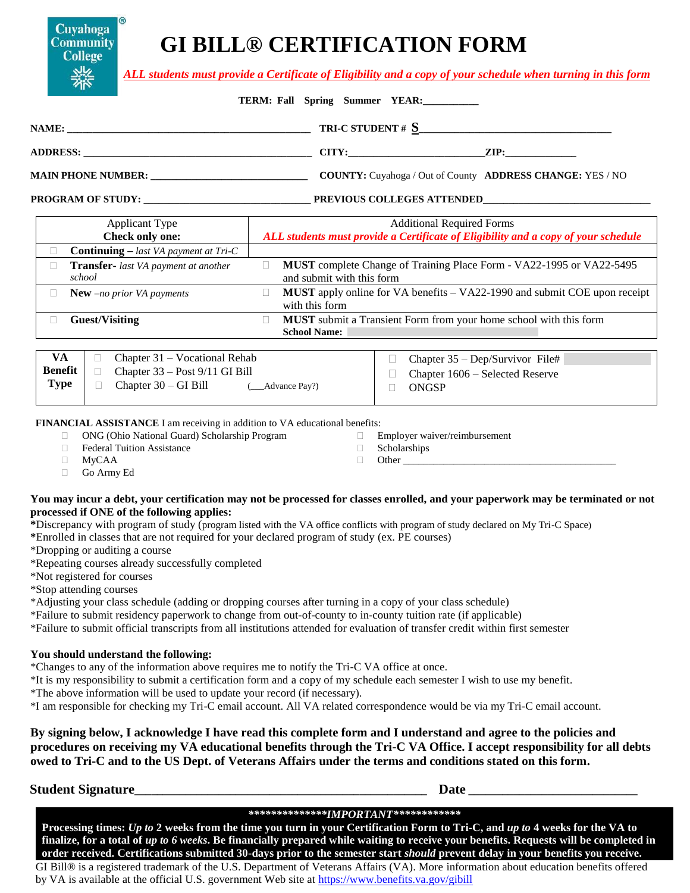Cuyahoga Community College

# GI BILL® CERTIFICATION FORM

*ALL students must provide a Certificate of Eligibility and a copy of your schedule when turning in this form*

**TERM: Fall Spring Summer YEAR:__________**

**NAME:** ____________________________________________ **TRI-C STUDENT #** S__________________________________

**ADDRESS:** ____________________________________________ **CITY:**_________________________**ZIP:**_____________

**MAIN PHONE NUMBER:** ______________________________ **COUNTY:** Cuyahoga / Out of County **ADDRESS CHANGE:** YES / NO

**PROGRAM OF STUDY:** ______________________________ **PREVIOUS COLLEGES ATTENDED**______________________________

| Applicant Type **Check only one:** | Additional Required Forms *ALL students must provide a Certificate of Eligibility and a copy of your schedule* |
|---|---|
| ☐ **Continuing** – *last VA payment at Tri-C* | |
| ☐ **Transfer**- *last VA payment at another school* | ☐ **MUST** complete Change of Training Place Form - VA22-1995 or VA22-5495 and submit with this form |
| ☐ **New** *–no prior VA payments* | ☐ **MUST** apply online for VA benefits – VA22-1990 and submit COE upon receipt with this form |
| ☐ **Guest/Visiting** | ☐ **MUST** submit a Transient Form from your home school with this form **School Name:** |

| **VA Benefit Type** | | |
|---|---|---|
| | ☐ Chapter 31 – Vocational Rehab | ☐ Chapter 35 – Dep/Survivor File# |
| | ☐ Chapter 33 – Post 9/11 GI Bill | ☐ Chapter 1606 – Selected Reserve |
| | ☐ Chapter 30 – GI Bill (___Advance Pay?) | ☐ ONGSP |

**FINANCIAL ASSISTANCE** I am receiving in addition to VA educational benefits:

- ☐ ONG (Ohio National Guard) Scholarship Program
- ☐ Federal Tuition Assistance
- ☐ MyCAA
- ☐ Go Army Ed
- ☐ Employer waiver/reimbursement
- ☐ Scholarships
- ☐ Other ________________________________________

**You may incur a debt, your certification may not be processed for classes enrolled, and your paperwork may be terminated or not processed if ONE of the following applies:**

**\***Discrepancy with program of study (program listed with the VA office conflicts with program of study declared on My Tri-C Space)
**\***Enrolled in classes that are not required for your declared program of study (ex. PE courses)
\*Dropping or auditing a course
\*Repeating courses already successfully completed
\*Not registered for courses
\*Stop attending courses
\*Adjusting your class schedule (adding or dropping courses after turning in a copy of your class schedule)
\*Failure to submit residency paperwork to change from out-of-county to in-county tuition rate (if applicable)
\*Failure to submit official transcripts from all institutions attended for evaluation of transfer credit within first semester

**You should understand the following:**
\*Changes to any of the information above requires me to notify the Tri-C VA office at once.
\*It is my responsibility to submit a certification form and a copy of my schedule each semester I wish to use my benefit.
\*The above information will be used to update your record (if necessary).
\*I am responsible for checking my Tri-C email account. All VA related correspondence would be via my Tri-C email account.

**By signing below, I acknowledge I have read this complete form and I understand and agree to the policies and procedures on receiving my VA educational benefits through the Tri-C VA Office. I accept responsibility for all debts owed to Tri-C and to the US Dept. of Veterans Affairs under the terms and conditions stated on this form.**

**Student Signature**____________________________________________ **Date** _________________________

***************IMPORTANT**************

**Processing times: *Up to* 2 weeks from the time you turn in your Certification Form to Tri-C, and *up to* 4 weeks for the VA to finalize, for a total of *up to 6 weeks*. Be financially prepared while waiting to receive your benefits. Requests will be completed in order received. Certifications submitted 30-days prior to the semester start *should* prevent delay in your benefits you receive.**

GI Bill® is a registered trademark of the U.S. Department of Veterans Affairs (VA). More information about education benefits offered by VA is available at the official U.S. government Web site at https://www.benefits.va.gov/gibill